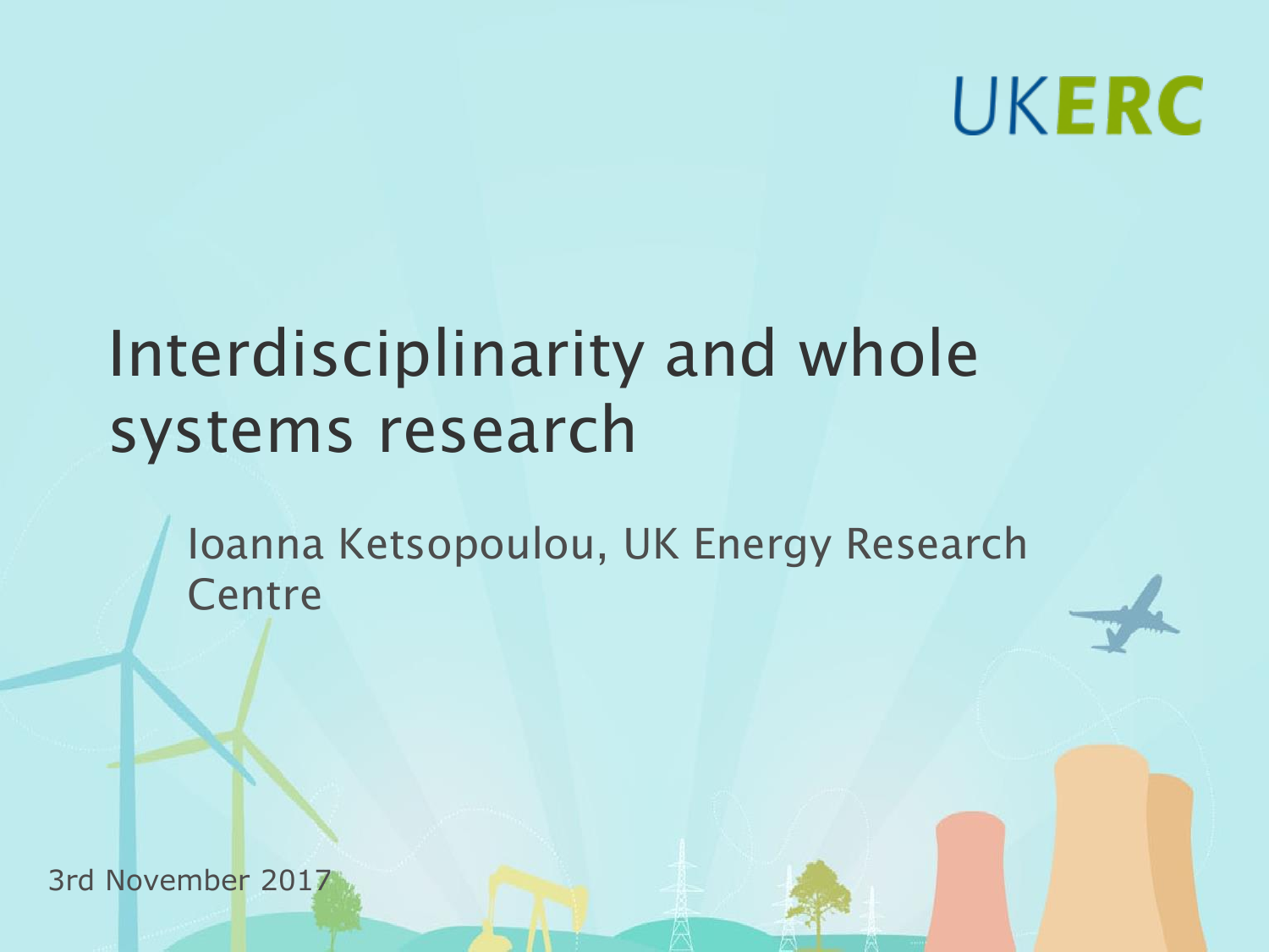UKERC

# Interdisciplinarity and whole systems research

Ioanna Ketsopoulou, UK Energy Research Centre

3rd November 2017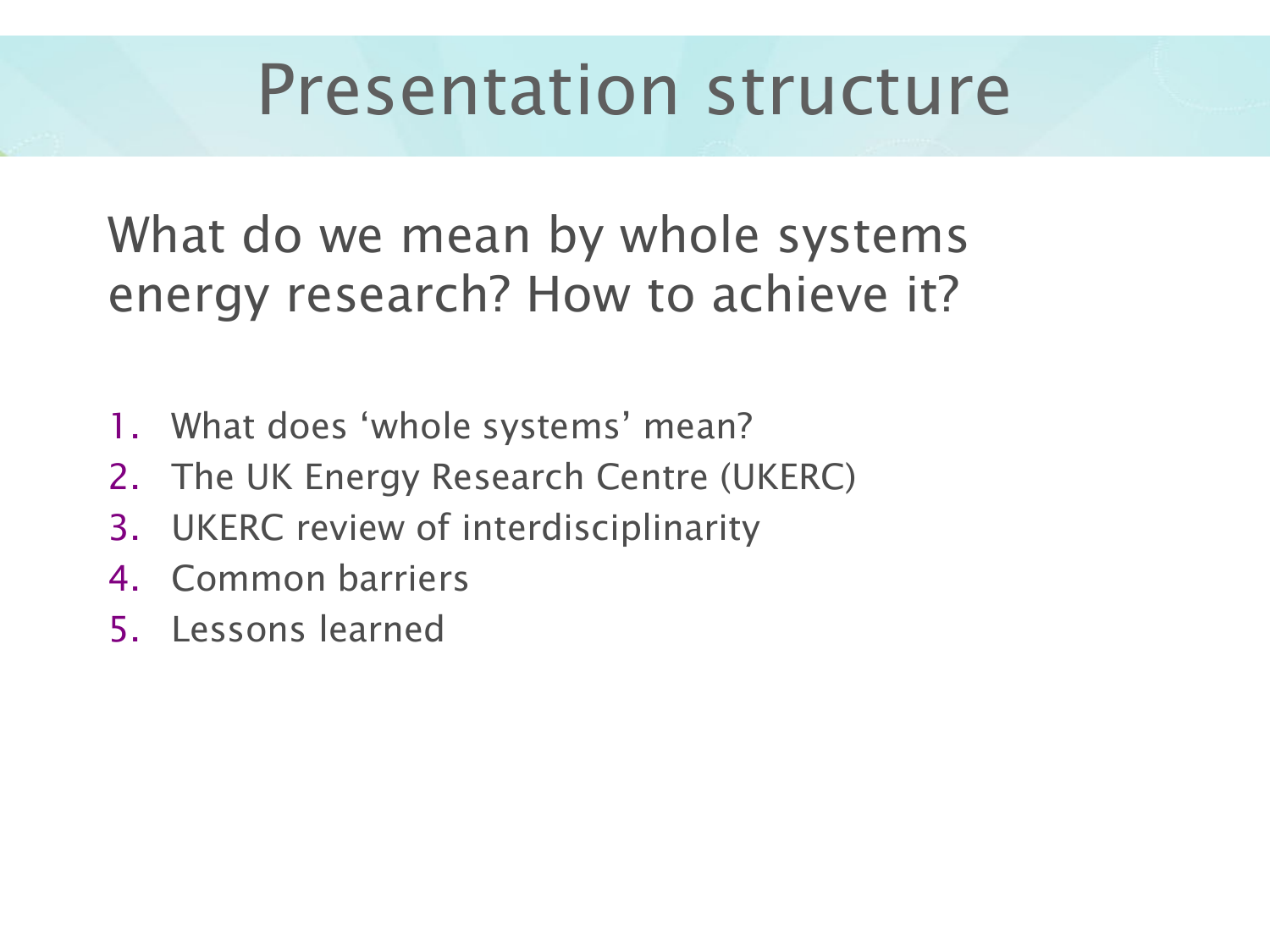# Presentation structure

What do we mean by whole systems energy research? How to achieve it?

1. What does ‘whole systems’ mean?
2. The UK Energy Research Centre (UKERC)
3. UKERC review of interdisciplinarity
4. Common barriers
5. Lessons learned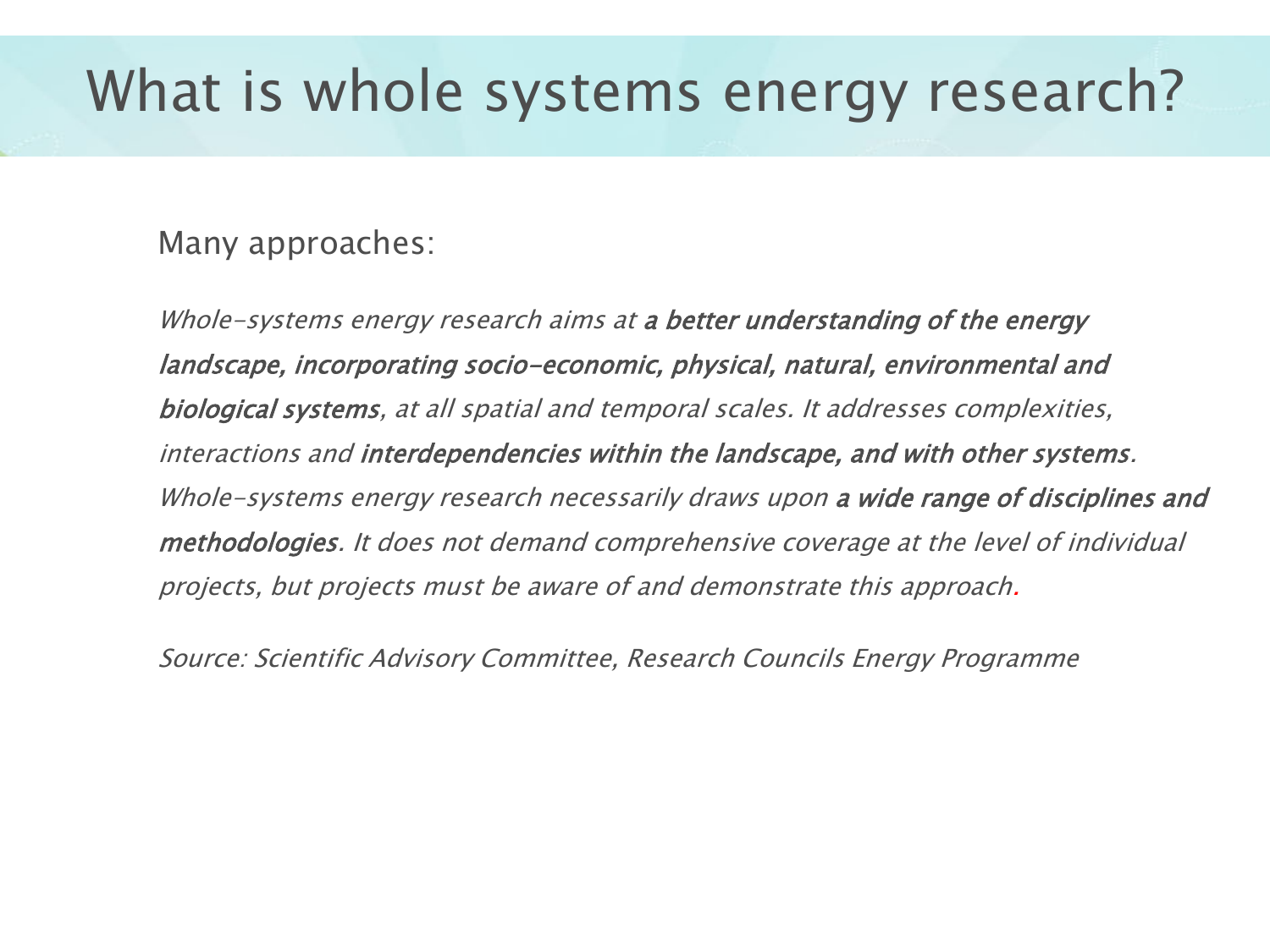# What is whole systems energy research?

Many approaches:

*Whole-systems energy research aims at **a better understanding of the energy landscape, incorporating socio-economic, physical, natural, environmental and biological systems**, at all spatial and temporal scales. It addresses complexities, interactions and **interdependencies within the landscape, and with other systems**. Whole-systems energy research necessarily draws upon **a wide range of disciplines and methodologies**. It does not demand comprehensive coverage at the level of individual projects, but projects must be aware of and demonstrate this approach.*

*Source: Scientific Advisory Committee, Research Councils Energy Programme*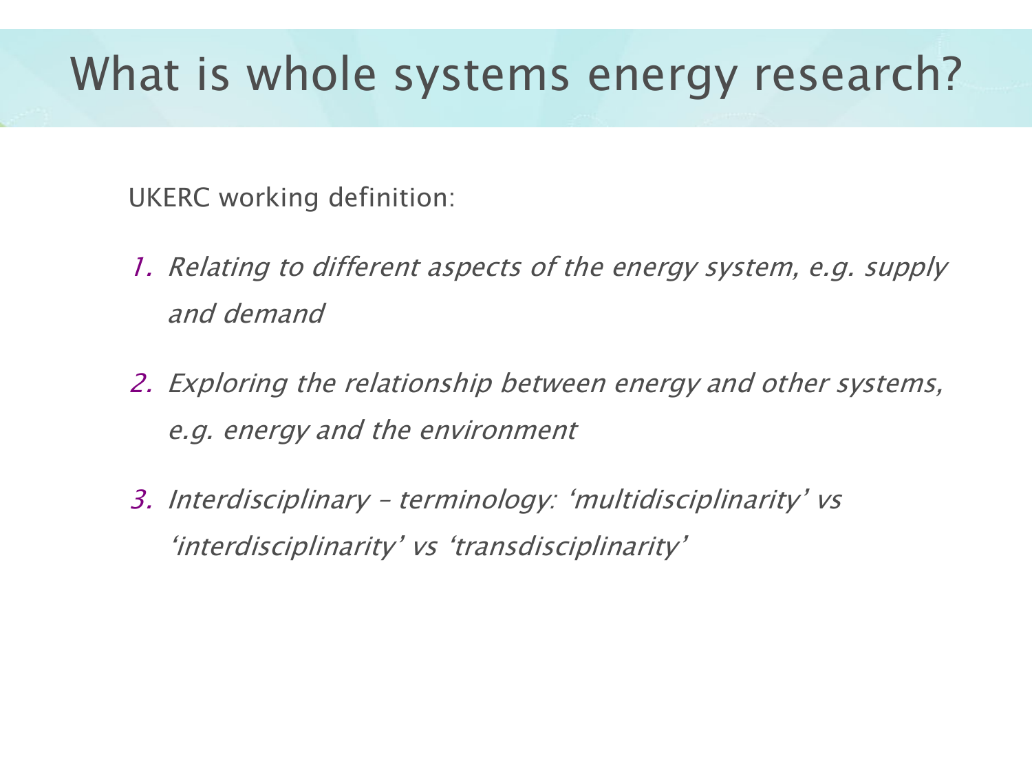# What is whole systems energy research?

UKERC working definition:

1. *Relating to different aspects of the energy system, e.g. supply and demand*
2. *Exploring the relationship between energy and other systems, e.g. energy and the environment*
3. *Interdisciplinary – terminology: 'multidisciplinarity' vs 'interdisciplinarity' vs 'transdisciplinarity'*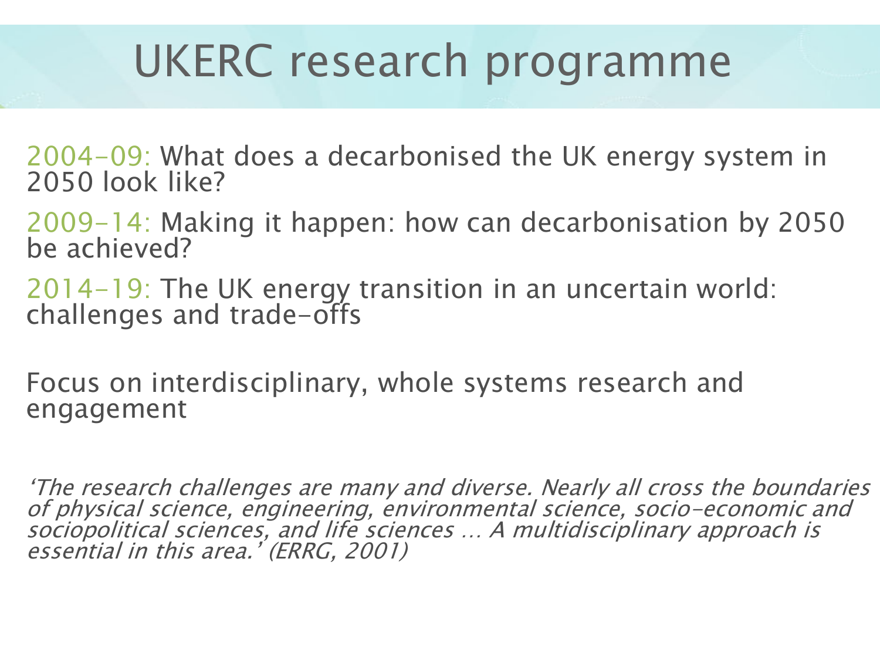# UKERC research programme

2004-09: What does a decarbonised the UK energy system in 2050 look like?

2009-14: Making it happen: how can decarbonisation by 2050 be achieved?

2014-19: The UK energy transition in an uncertain world: challenges and trade-offs

Focus on interdisciplinary, whole systems research and engagement

*'The research challenges are many and diverse. Nearly all cross the boundaries of physical science, engineering, environmental science, socio-economic and sociopolitical sciences, and life sciences … A multidisciplinary approach is essential in this area.' (ERRG, 2001)*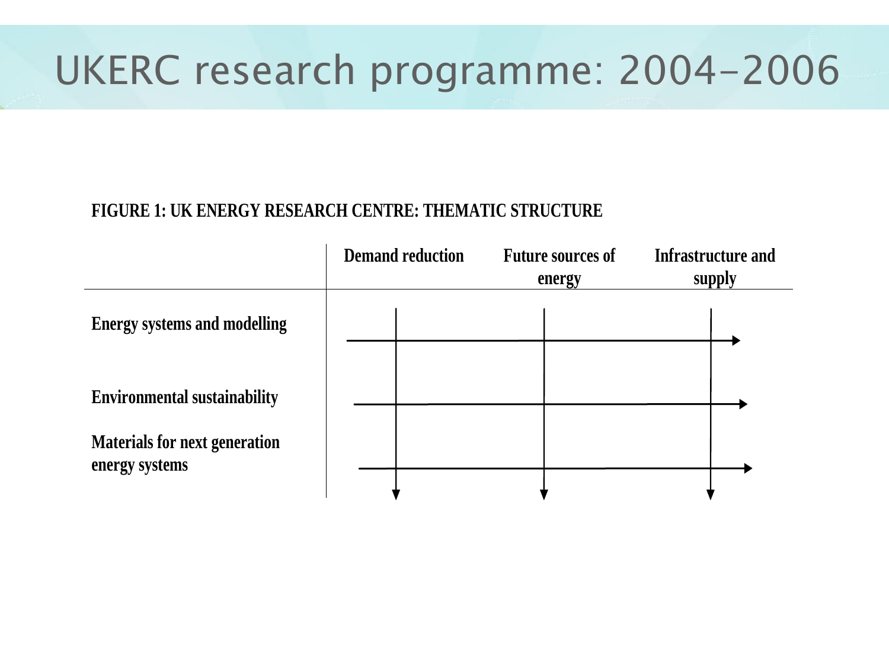# UKERC research programme: 2004-2006

**FIGURE 1: UK ENERGY RESEARCH CENTRE: THEMATIC STRUCTURE**

| | Demand reduction | Future sources of energy | Infrastructure and supply |
|---|---|---|---|
| Energy systems and modelling | | | |
| Environmental sustainability | | | |
| Materials for next generation energy systems | | | |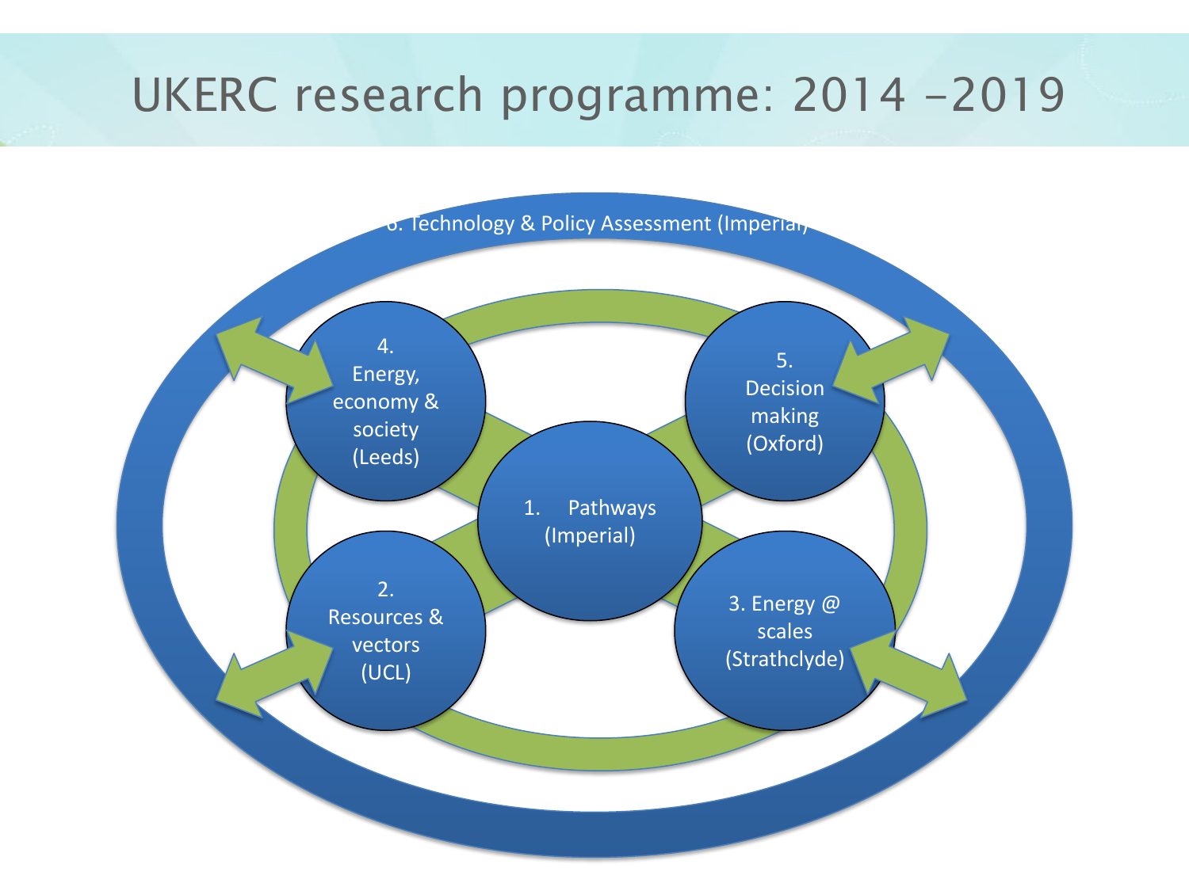# UKERC research programme: 2014 -2019

6. Technology & Policy Assessment (Imperial)

4. Energy, economy & society (Leeds)

5. Decision making (Oxford)

1. Pathways (Imperial)

2. Resources & vectors (UCL)

3. Energy @ scales (Strathclyde)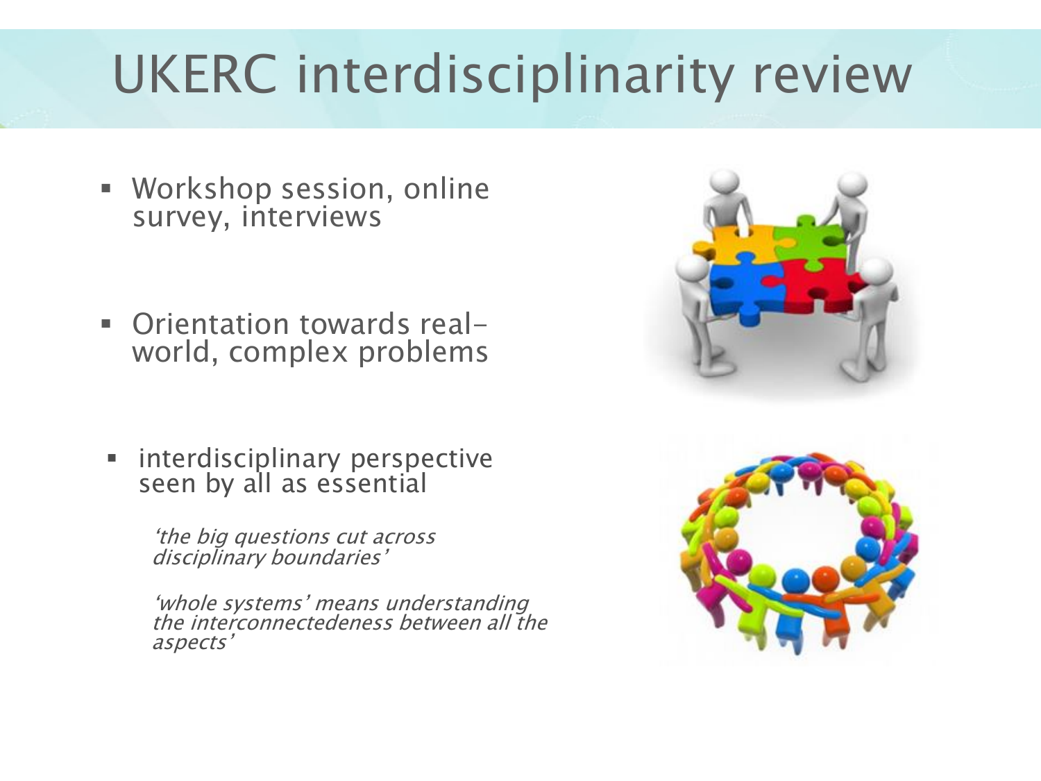# UKERC interdisciplinarity review

- Workshop session, online survey, interviews

- Orientation towards real-world, complex problems

- interdisciplinary perspective seen by all as essential

  *'the big questions cut across disciplinary boundaries'*

  *'whole systems' means understanding the interconnectedeness between all the aspects'*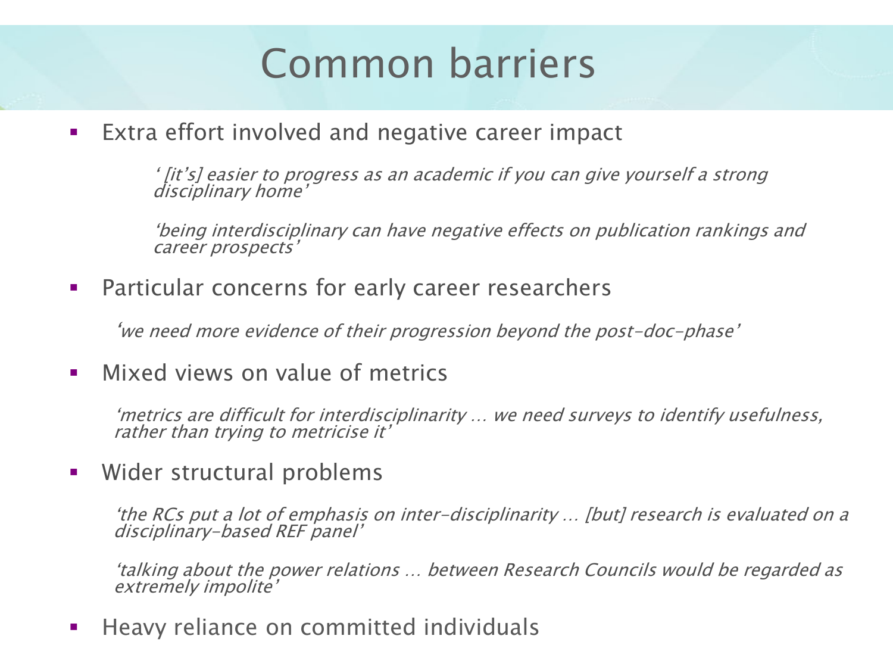# Common barriers

- Extra effort involved and negative career impact

  *' [it's] easier to progress as an academic if you can give yourself a strong disciplinary home'*

  *'being interdisciplinary can have negative effects on publication rankings and career prospects'*

- Particular concerns for early career researchers

  *'we need more evidence of their progression beyond the post-doc-phase'*

- Mixed views on value of metrics

  *'metrics are difficult for interdisciplinarity … we need surveys to identify usefulness, rather than trying to metricise it'*

- Wider structural problems

  *'the RCs put a lot of emphasis on inter-disciplinarity … [but] research is evaluated on a disciplinary-based REF panel'*

  *'talking about the power relations … between Research Councils would be regarded as extremely impolite'*

- Heavy reliance on committed individuals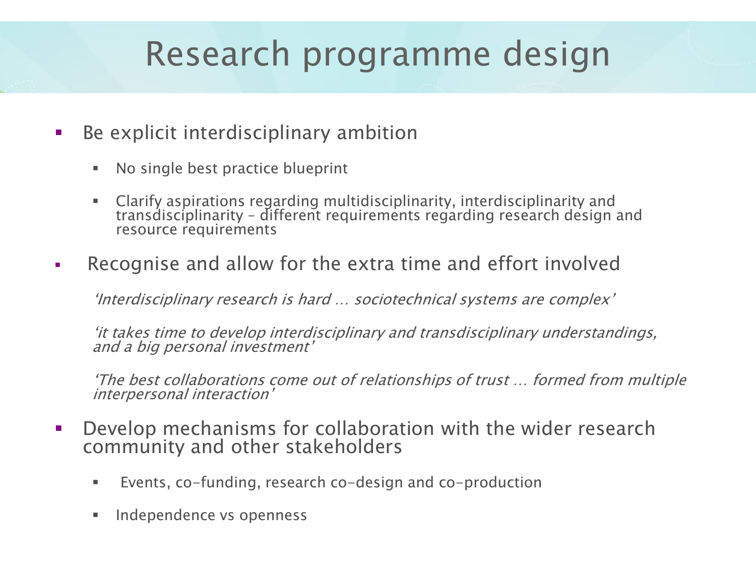# Research programme design

- Be explicit interdisciplinary ambition
  - No single best practice blueprint
  - Clarify aspirations regarding multidisciplinarity, interdisciplinarity and transdisciplinarity – different requirements regarding research design and resource requirements
- Recognise and allow for the extra time and effort involved

  *'Interdisciplinary research is hard … sociotechnical systems are complex'*

  *'it takes time to develop interdisciplinary and transdisciplinary understandings, and a big personal investment'*

  *'The best collaborations come out of relationships of trust … formed from multiple interpersonal interaction'*

- Develop mechanisms for collaboration with the wider research community and other stakeholders
  - Events, co-funding, research co-design and co-production
  - Independence vs openness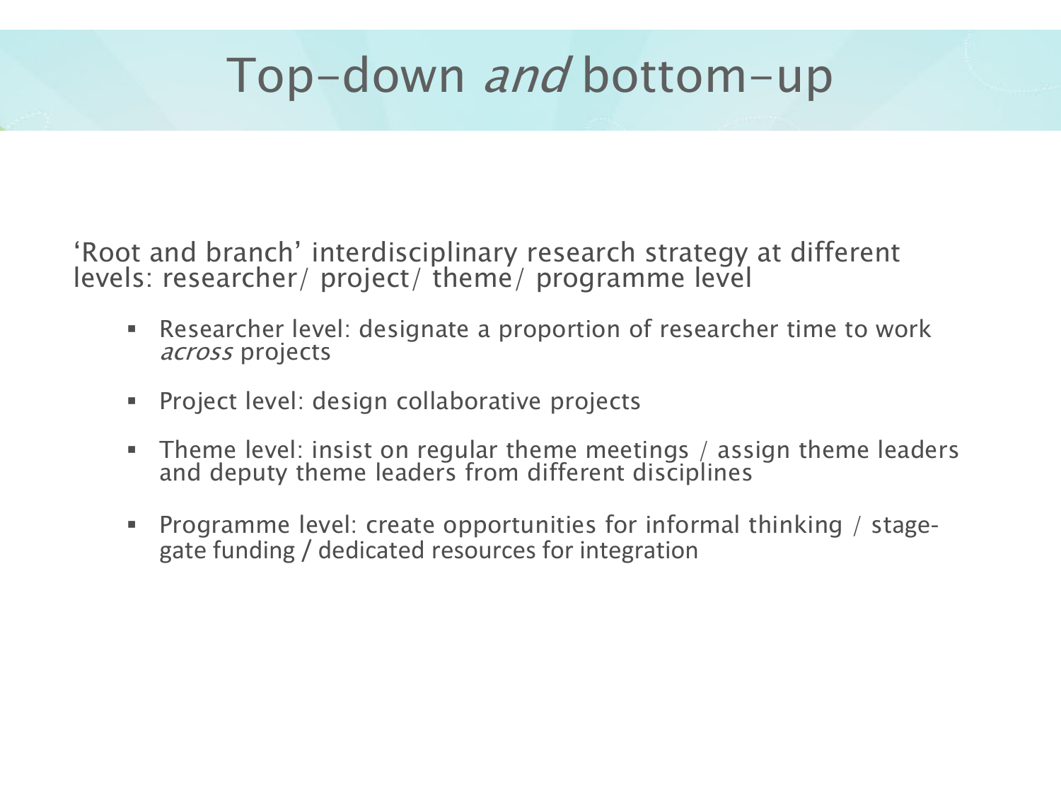# Top-down *and* bottom-up

'Root and branch' interdisciplinary research strategy at different levels: researcher/ project/ theme/ programme level

- Researcher level: designate a proportion of researcher time to work *across* projects
- Project level: design collaborative projects
- Theme level: insist on regular theme meetings / assign theme leaders and deputy theme leaders from different disciplines
- Programme level: create opportunities for informal thinking / stage-gate funding / dedicated resources for integration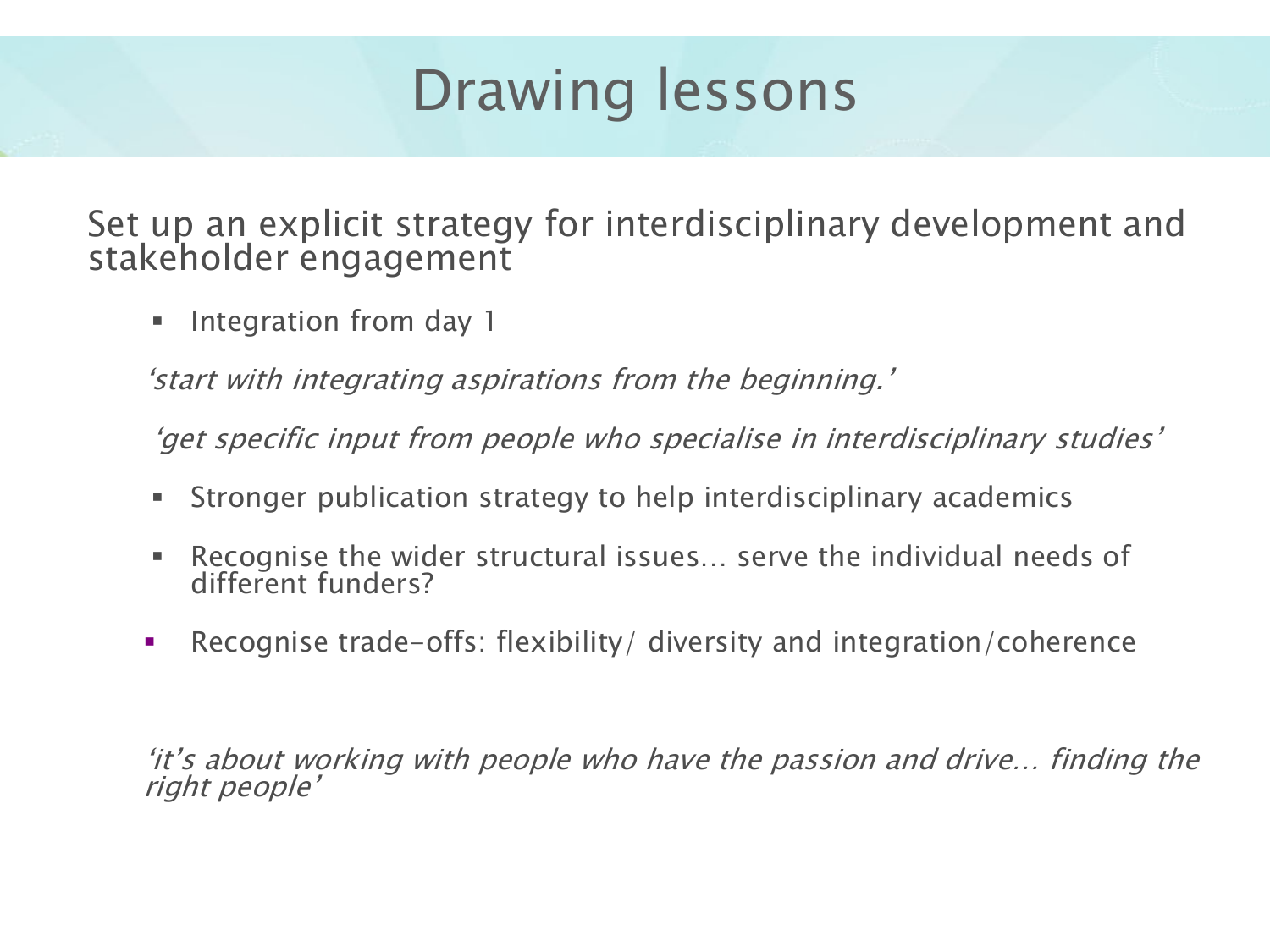# Drawing lessons

Set up an explicit strategy for interdisciplinary development and stakeholder engagement

- Integration from day 1

*'start with integrating aspirations from the beginning.'*

*'get specific input from people who specialise in interdisciplinary studies'*

- Stronger publication strategy to help interdisciplinary academics
- Recognise the wider structural issues… serve the individual needs of different funders?
- Recognise trade-offs: flexibility/ diversity and integration/coherence

*'it's about working with people who have the passion and drive… finding the right people'*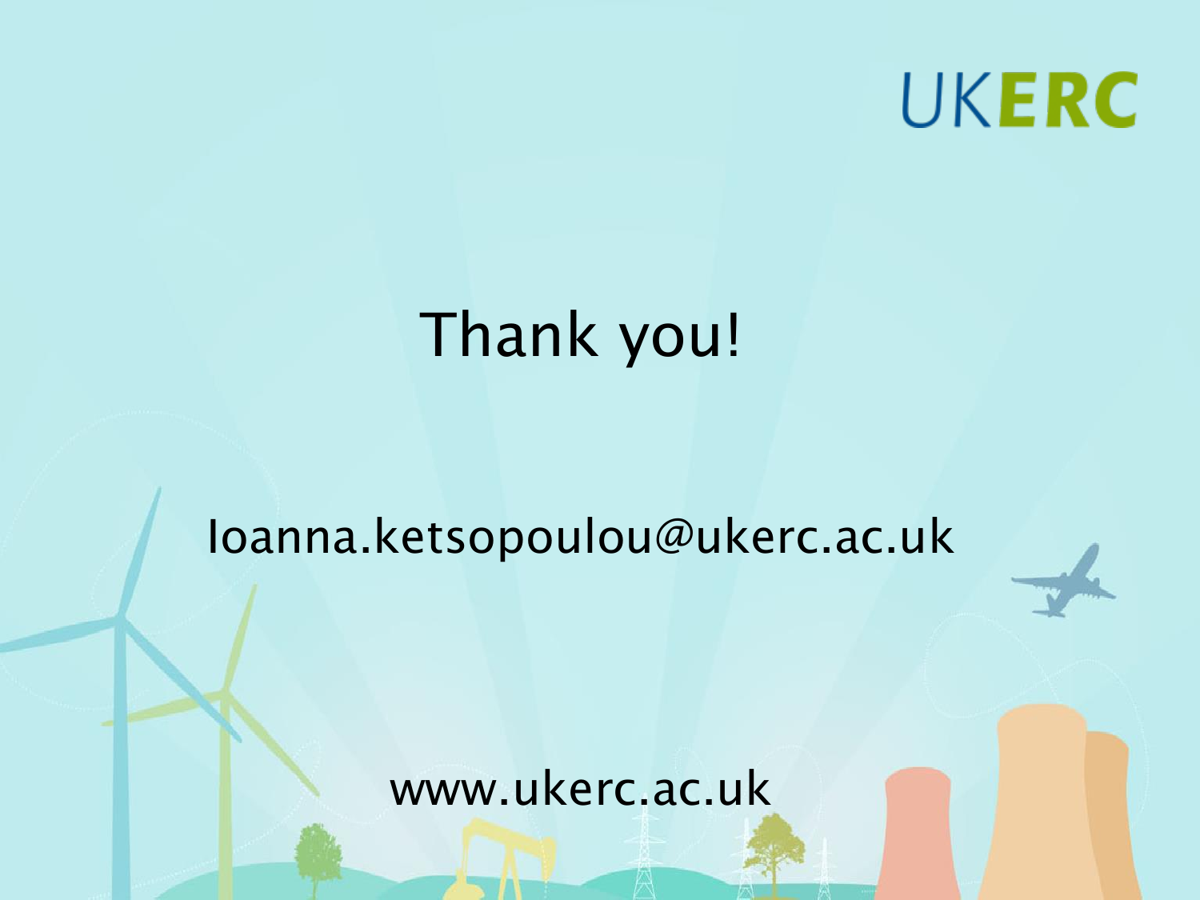UKERC

# Thank you!

Ioanna.ketsopoulou@ukerc.ac.uk

www.ukerc.ac.uk